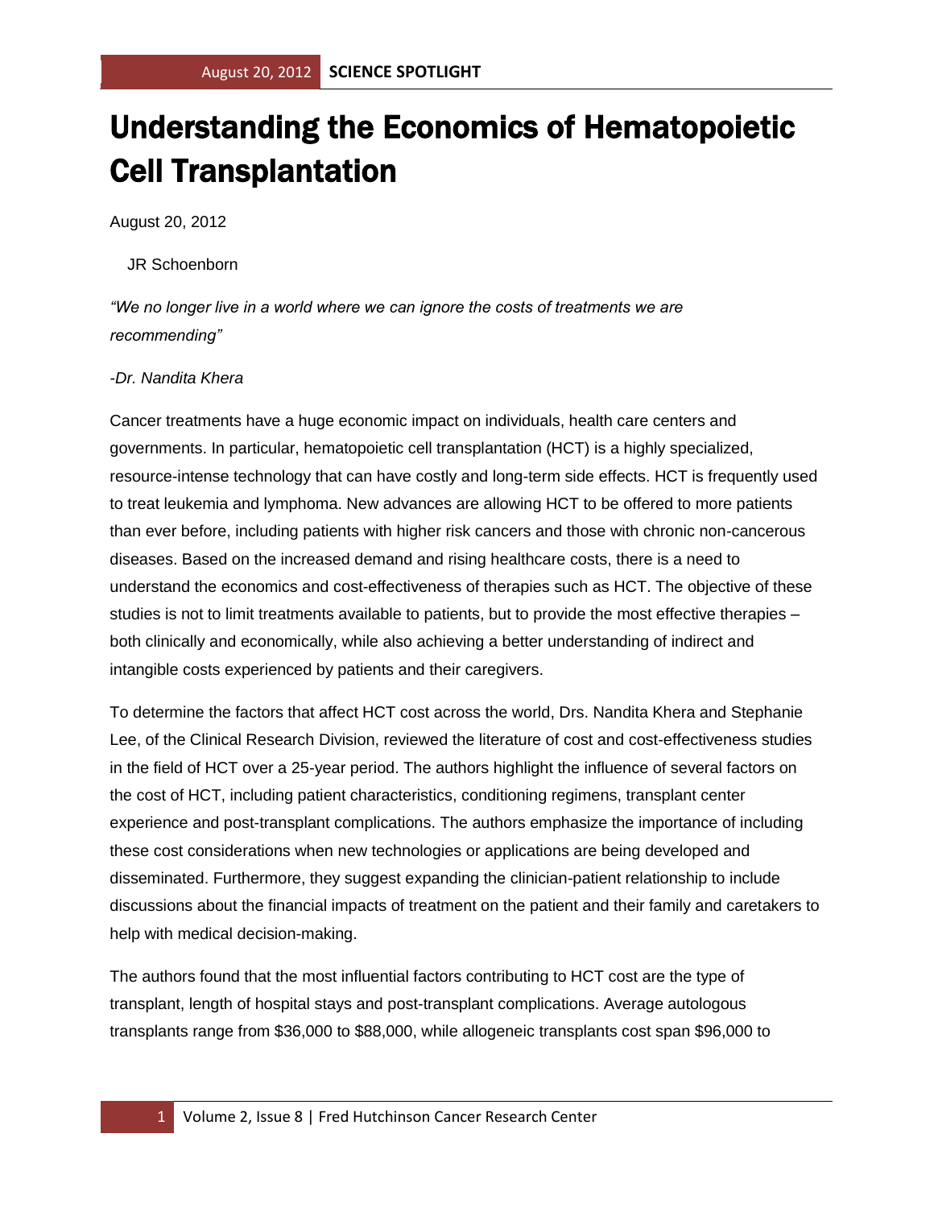# Understanding the Economics of Hematopoietic Cell Transplantation

August 20, 2012

JR Schoenborn

*"We no longer live in a world where we can ignore the costs of treatments we are recommending"*

*-Dr. Nandita Khera*

Cancer treatments have a huge economic impact on individuals, health care centers and governments. In particular, hematopoietic cell transplantation (HCT) is a highly specialized, resource-intense technology that can have costly and long-term side effects. HCT is frequently used to treat leukemia and lymphoma. New advances are allowing HCT to be offered to more patients than ever before, including patients with higher risk cancers and those with chronic non-cancerous diseases. Based on the increased demand and rising healthcare costs, there is a need to understand the economics and cost-effectiveness of therapies such as HCT. The objective of these studies is not to limit treatments available to patients, but to provide the most effective therapies – both clinically and economically, while also achieving a better understanding of indirect and intangible costs experienced by patients and their caregivers.

To determine the factors that affect HCT cost across the world, Drs. Nandita Khera and Stephanie Lee, of the Clinical Research Division, reviewed the literature of cost and cost-effectiveness studies in the field of HCT over a 25-year period. The authors highlight the influence of several factors on the cost of HCT, including patient characteristics, conditioning regimens, transplant center experience and post-transplant complications. The authors emphasize the importance of including these cost considerations when new technologies or applications are being developed and disseminated. Furthermore, they suggest expanding the clinician-patient relationship to include discussions about the financial impacts of treatment on the patient and their family and caretakers to help with medical decision-making.

The authors found that the most influential factors contributing to HCT cost are the type of transplant, length of hospital stays and post-transplant complications. Average autologous transplants range from $36,000 to $88,000, while allogeneic transplants cost span $96,000 to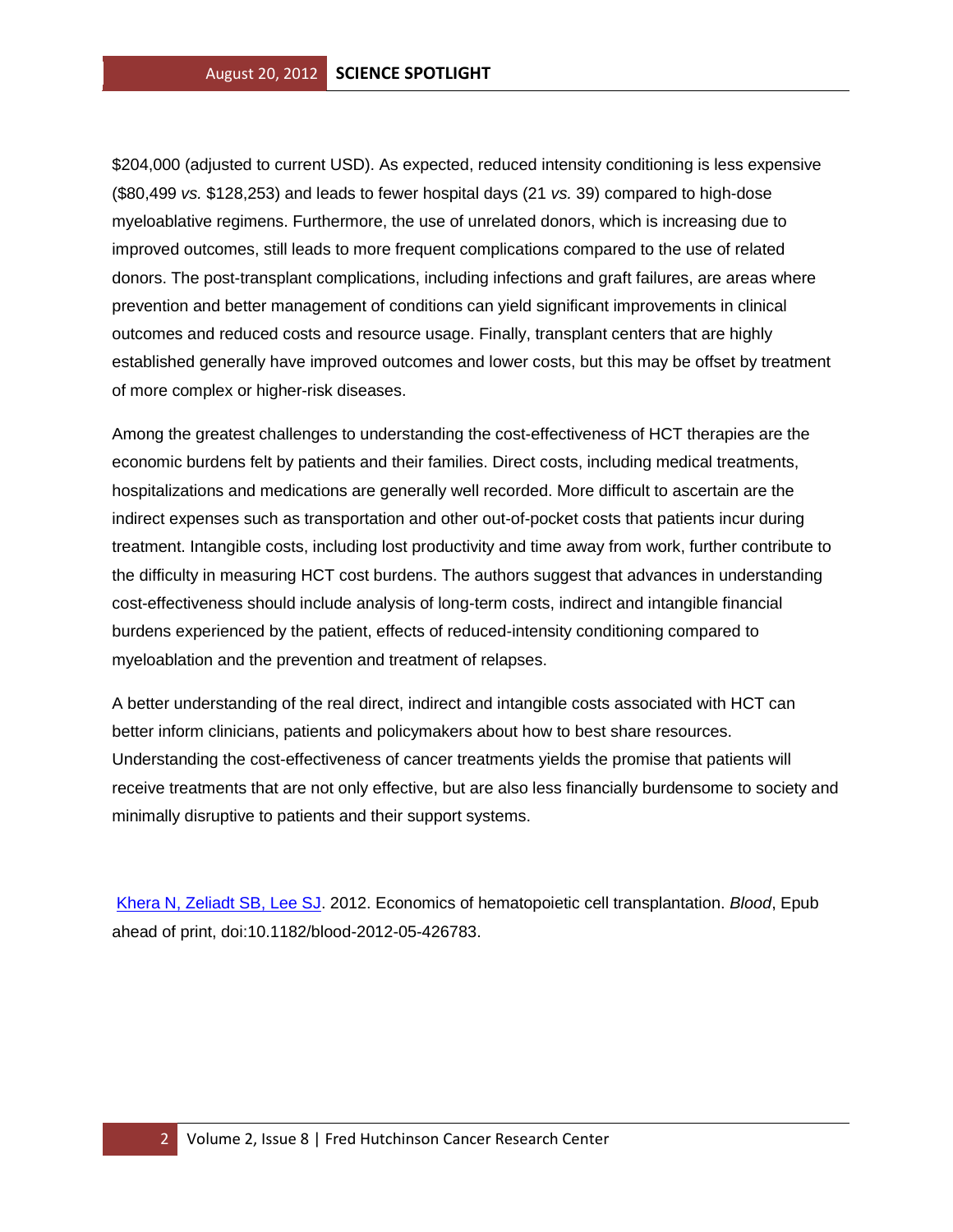$204,000 (adjusted to current USD). As expected, reduced intensity conditioning is less expensive ($80,499 *vs.* $128,253) and leads to fewer hospital days (21 *vs.* 39) compared to high-dose myeloablative regimens. Furthermore, the use of unrelated donors, which is increasing due to improved outcomes, still leads to more frequent complications compared to the use of related donors. The post-transplant complications, including infections and graft failures, are areas where prevention and better management of conditions can yield significant improvements in clinical outcomes and reduced costs and resource usage. Finally, transplant centers that are highly established generally have improved outcomes and lower costs, but this may be offset by treatment of more complex or higher-risk diseases.

Among the greatest challenges to understanding the cost-effectiveness of HCT therapies are the economic burdens felt by patients and their families. Direct costs, including medical treatments, hospitalizations and medications are generally well recorded. More difficult to ascertain are the indirect expenses such as transportation and other out-of-pocket costs that patients incur during treatment. Intangible costs, including lost productivity and time away from work, further contribute to the difficulty in measuring HCT cost burdens. The authors suggest that advances in understanding cost-effectiveness should include analysis of long-term costs, indirect and intangible financial burdens experienced by the patient, effects of reduced-intensity conditioning compared to myeloablation and the prevention and treatment of relapses.

A better understanding of the real direct, indirect and intangible costs associated with HCT can better inform clinicians, patients and policymakers about how to best share resources. Understanding the cost-effectiveness of cancer treatments yields the promise that patients will receive treatments that are not only effective, but are also less financially burdensome to society and minimally disruptive to patients and their support systems.

Khera N, Zeliadt SB, Lee SJ. 2012. Economics of hematopoietic cell transplantation. *Blood*, Epub ahead of print, doi:10.1182/blood-2012-05-426783.